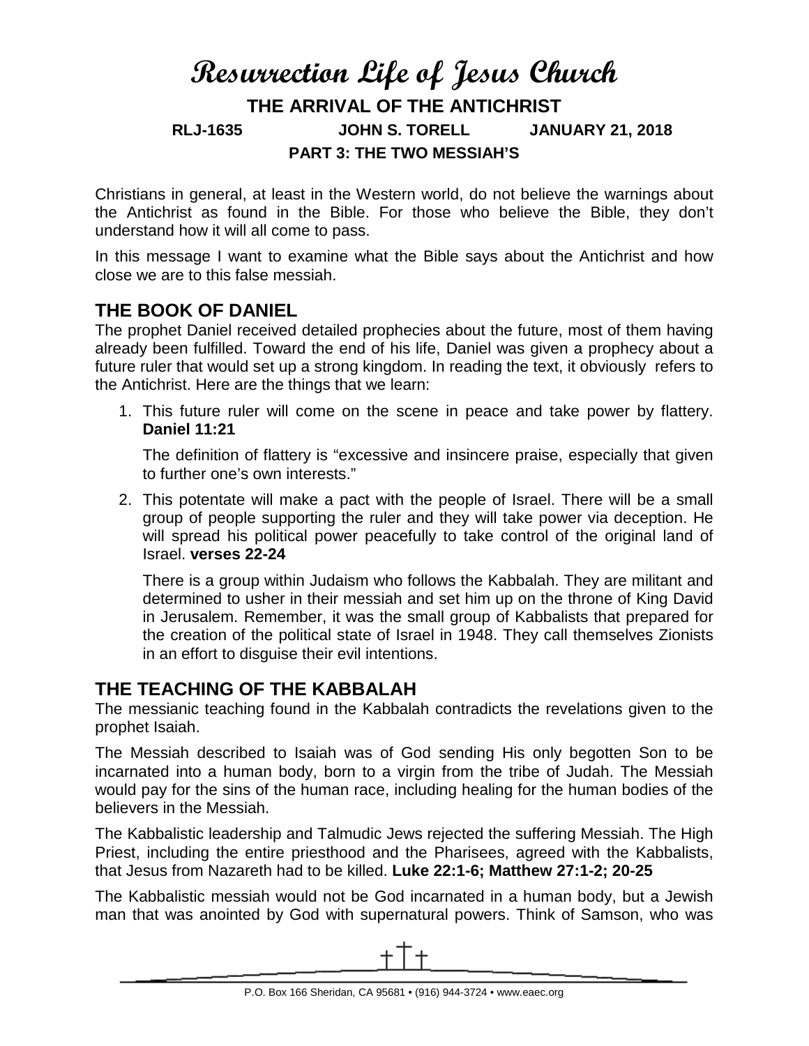# Resurrection Life of Jesus Church

## THE ARRIVAL OF THE ANTICHRIST

**RLJ-1635 JOHN S. TORELL JANUARY 21, 2018**

**PART 3: THE TWO MESSIAH'S**

Christians in general, at least in the Western world, do not believe the warnings about the Antichrist as found in the Bible. For those who believe the Bible, they don't understand how it will all come to pass.

In this message I want to examine what the Bible says about the Antichrist and how close we are to this false messiah.

## THE BOOK OF DANIEL

The prophet Daniel received detailed prophecies about the future, most of them having already been fulfilled. Toward the end of his life, Daniel was given a prophecy about a future ruler that would set up a strong kingdom. In reading the text, it obviously refers to the Antichrist. Here are the things that we learn:

1. This future ruler will come on the scene in peace and take power by flattery. **Daniel 11:21**

   The definition of flattery is "excessive and insincere praise, especially that given to further one's own interests."

2. This potentate will make a pact with the people of Israel. There will be a small group of people supporting the ruler and they will take power via deception. He will spread his political power peacefully to take control of the original land of Israel. **verses 22-24**

   There is a group within Judaism who follows the Kabbalah. They are militant and determined to usher in their messiah and set him up on the throne of King David in Jerusalem. Remember, it was the small group of Kabbalists that prepared for the creation of the political state of Israel in 1948. They call themselves Zionists in an effort to disguise their evil intentions.

## THE TEACHING OF THE KABBALAH

The messianic teaching found in the Kabbalah contradicts the revelations given to the prophet Isaiah.

The Messiah described to Isaiah was of God sending His only begotten Son to be incarnated into a human body, born to a virgin from the tribe of Judah. The Messiah would pay for the sins of the human race, including healing for the human bodies of the believers in the Messiah.

The Kabbalistic leadership and Talmudic Jews rejected the suffering Messiah. The High Priest, including the entire priesthood and the Pharisees, agreed with the Kabbalists, that Jesus from Nazareth had to be killed. **Luke 22:1-6; Matthew 27:1-2; 20-25**

The Kabbalistic messiah would not be God incarnated in a human body, but a Jewish man that was anointed by God with supernatural powers. Think of Samson, who was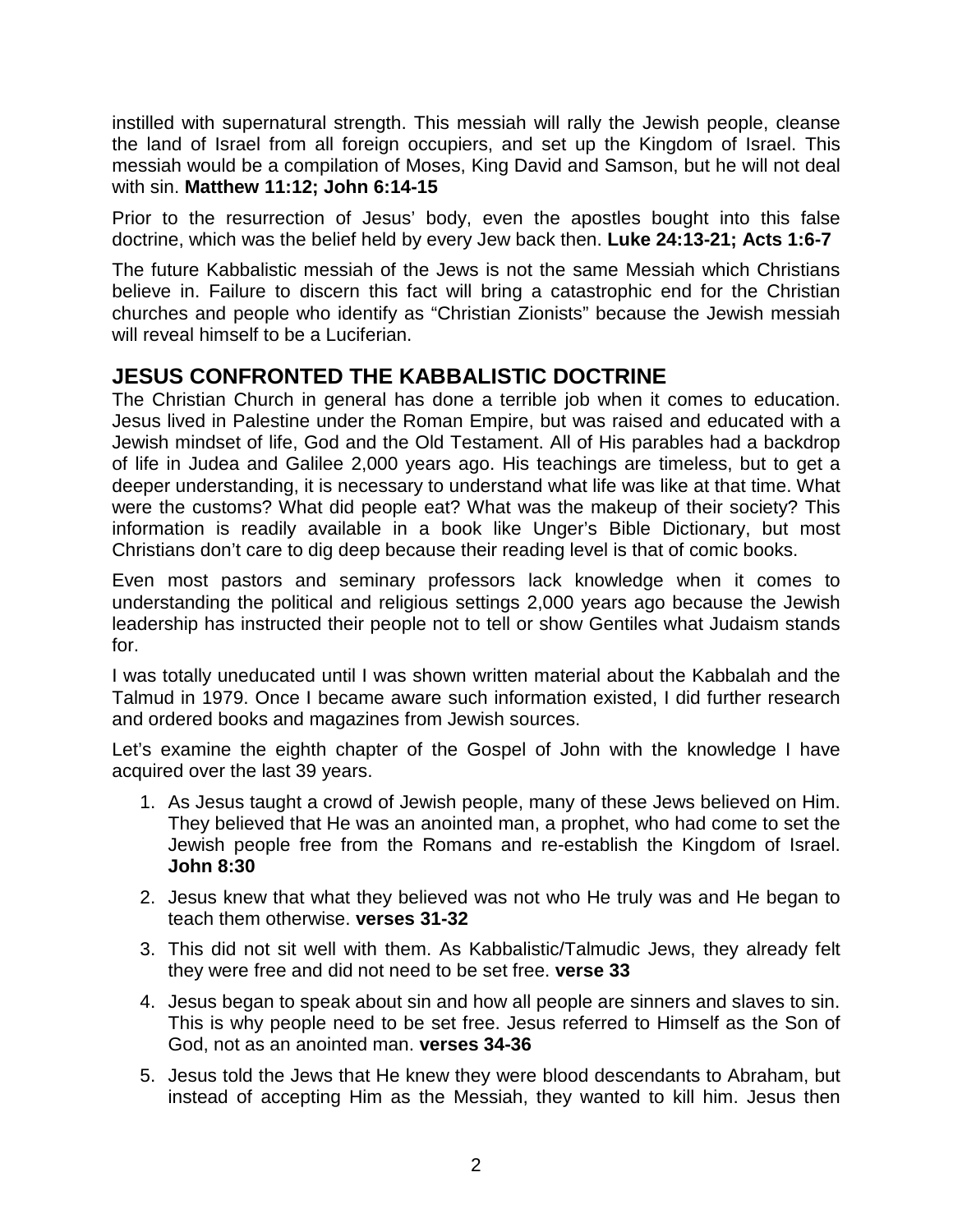instilled with supernatural strength. This messiah will rally the Jewish people, cleanse the land of Israel from all foreign occupiers, and set up the Kingdom of Israel. This messiah would be a compilation of Moses, King David and Samson, but he will not deal with sin. **Matthew 11:12; John 6:14-15**

Prior to the resurrection of Jesus' body, even the apostles bought into this false doctrine, which was the belief held by every Jew back then. **Luke 24:13-21; Acts 1:6-7**

The future Kabbalistic messiah of the Jews is not the same Messiah which Christians believe in. Failure to discern this fact will bring a catastrophic end for the Christian churches and people who identify as "Christian Zionists" because the Jewish messiah will reveal himself to be a Luciferian.

## JESUS CONFRONTED THE KABBALISTIC DOCTRINE

The Christian Church in general has done a terrible job when it comes to education. Jesus lived in Palestine under the Roman Empire, but was raised and educated with a Jewish mindset of life, God and the Old Testament. All of His parables had a backdrop of life in Judea and Galilee 2,000 years ago. His teachings are timeless, but to get a deeper understanding, it is necessary to understand what life was like at that time. What were the customs? What did people eat? What was the makeup of their society? This information is readily available in a book like Unger's Bible Dictionary, but most Christians don't care to dig deep because their reading level is that of comic books.

Even most pastors and seminary professors lack knowledge when it comes to understanding the political and religious settings 2,000 years ago because the Jewish leadership has instructed their people not to tell or show Gentiles what Judaism stands for.

I was totally uneducated until I was shown written material about the Kabbalah and the Talmud in 1979. Once I became aware such information existed, I did further research and ordered books and magazines from Jewish sources.

Let's examine the eighth chapter of the Gospel of John with the knowledge I have acquired over the last 39 years.

1. As Jesus taught a crowd of Jewish people, many of these Jews believed on Him. They believed that He was an anointed man, a prophet, who had come to set the Jewish people free from the Romans and re-establish the Kingdom of Israel. **John 8:30**
2. Jesus knew that what they believed was not who He truly was and He began to teach them otherwise. **verses 31-32**
3. This did not sit well with them. As Kabbalistic/Talmudic Jews, they already felt they were free and did not need to be set free. **verse 33**
4. Jesus began to speak about sin and how all people are sinners and slaves to sin. This is why people need to be set free. Jesus referred to Himself as the Son of God, not as an anointed man. **verses 34-36**
5. Jesus told the Jews that He knew they were blood descendants to Abraham, but instead of accepting Him as the Messiah, they wanted to kill him. Jesus then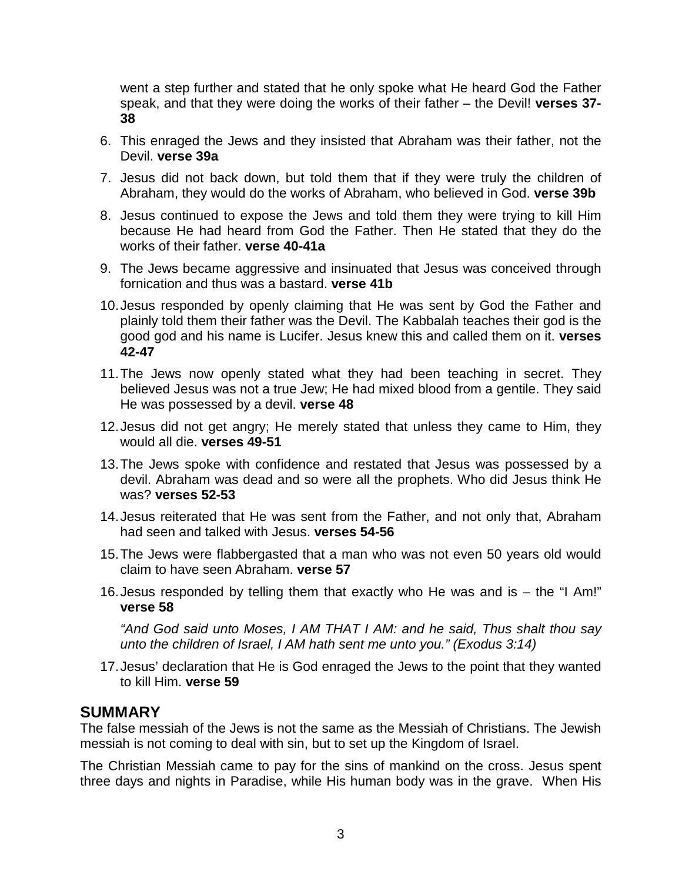went a step further and stated that he only spoke what He heard God the Father speak, and that they were doing the works of their father – the Devil! **verses 37-38**

6. This enraged the Jews and they insisted that Abraham was their father, not the Devil. **verse 39a**
7. Jesus did not back down, but told them that if they were truly the children of Abraham, they would do the works of Abraham, who believed in God. **verse 39b**
8. Jesus continued to expose the Jews and told them they were trying to kill Him because He had heard from God the Father. Then He stated that they do the works of their father. **verse 40-41a**
9. The Jews became aggressive and insinuated that Jesus was conceived through fornication and thus was a bastard. **verse 41b**
10. Jesus responded by openly claiming that He was sent by God the Father and plainly told them their father was the Devil. The Kabbalah teaches their god is the good god and his name is Lucifer. Jesus knew this and called them on it. **verses 42-47**
11. The Jews now openly stated what they had been teaching in secret. They believed Jesus was not a true Jew; He had mixed blood from a gentile. They said He was possessed by a devil. **verse 48**
12. Jesus did not get angry; He merely stated that unless they came to Him, they would all die. **verses 49-51**
13. The Jews spoke with confidence and restated that Jesus was possessed by a devil. Abraham was dead and so were all the prophets. Who did Jesus think He was? **verses 52-53**
14. Jesus reiterated that He was sent from the Father, and not only that, Abraham had seen and talked with Jesus. **verses 54-56**
15. The Jews were flabbergasted that a man who was not even 50 years old would claim to have seen Abraham. **verse 57**
16. Jesus responded by telling them that exactly who He was and is – the "I Am!" **verse 58**

    *"And God said unto Moses, I AM THAT I AM: and he said, Thus shalt thou say unto the children of Israel, I AM hath sent me unto you." (Exodus 3:14)*

17. Jesus' declaration that He is God enraged the Jews to the point that they wanted to kill Him. **verse 59**

## SUMMARY

The false messiah of the Jews is not the same as the Messiah of Christians. The Jewish messiah is not coming to deal with sin, but to set up the Kingdom of Israel.

The Christian Messiah came to pay for the sins of mankind on the cross. Jesus spent three days and nights in Paradise, while His human body was in the grave. When His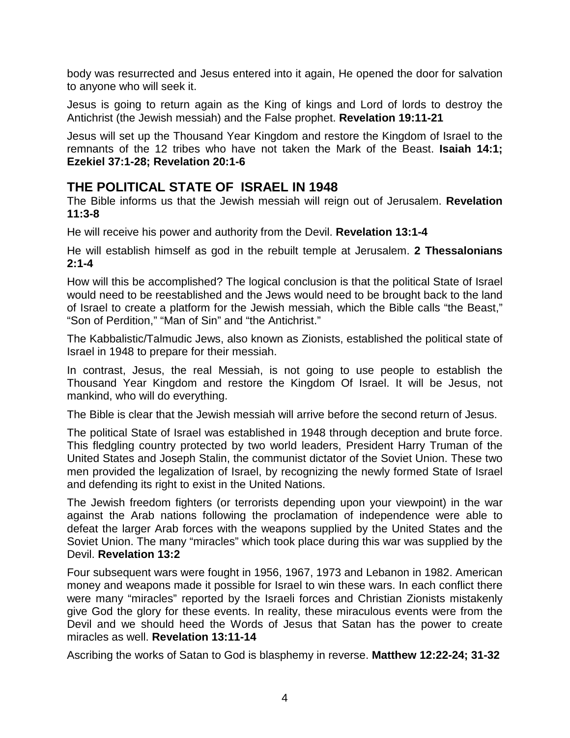body was resurrected and Jesus entered into it again, He opened the door for salvation to anyone who will seek it.

Jesus is going to return again as the King of kings and Lord of lords to destroy the Antichrist (the Jewish messiah) and the False prophet. **Revelation 19:11-21**

Jesus will set up the Thousand Year Kingdom and restore the Kingdom of Israel to the remnants of the 12 tribes who have not taken the Mark of the Beast. **Isaiah 14:1; Ezekiel 37:1-28; Revelation 20:1-6**

## THE POLITICAL STATE OF ISRAEL IN 1948

The Bible informs us that the Jewish messiah will reign out of Jerusalem. **Revelation 11:3-8**

He will receive his power and authority from the Devil. **Revelation 13:1-4**

He will establish himself as god in the rebuilt temple at Jerusalem. **2 Thessalonians 2:1-4**

How will this be accomplished? The logical conclusion is that the political State of Israel would need to be reestablished and the Jews would need to be brought back to the land of Israel to create a platform for the Jewish messiah, which the Bible calls "the Beast," "Son of Perdition," "Man of Sin" and "the Antichrist."

The Kabbalistic/Talmudic Jews, also known as Zionists, established the political state of Israel in 1948 to prepare for their messiah.

In contrast, Jesus, the real Messiah, is not going to use people to establish the Thousand Year Kingdom and restore the Kingdom Of Israel. It will be Jesus, not mankind, who will do everything.

The Bible is clear that the Jewish messiah will arrive before the second return of Jesus.

The political State of Israel was established in 1948 through deception and brute force. This fledgling country protected by two world leaders, President Harry Truman of the United States and Joseph Stalin, the communist dictator of the Soviet Union. These two men provided the legalization of Israel, by recognizing the newly formed State of Israel and defending its right to exist in the United Nations.

The Jewish freedom fighters (or terrorists depending upon your viewpoint) in the war against the Arab nations following the proclamation of independence were able to defeat the larger Arab forces with the weapons supplied by the United States and the Soviet Union. The many "miracles" which took place during this war was supplied by the Devil. **Revelation 13:2**

Four subsequent wars were fought in 1956, 1967, 1973 and Lebanon in 1982. American money and weapons made it possible for Israel to win these wars. In each conflict there were many "miracles" reported by the Israeli forces and Christian Zionists mistakenly give God the glory for these events. In reality, these miraculous events were from the Devil and we should heed the Words of Jesus that Satan has the power to create miracles as well. **Revelation 13:11-14**

Ascribing the works of Satan to God is blasphemy in reverse. **Matthew 12:22-24; 31-32**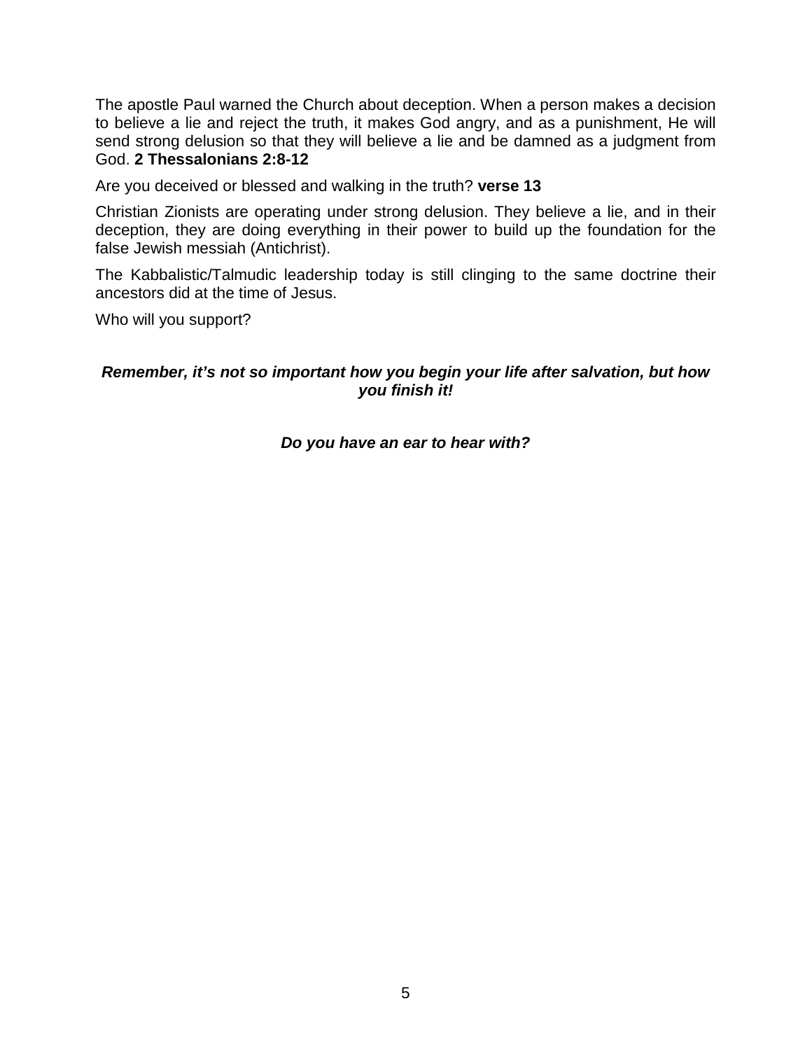The apostle Paul warned the Church about deception. When a person makes a decision to believe a lie and reject the truth, it makes God angry, and as a punishment, He will send strong delusion so that they will believe a lie and be damned as a judgment from God. **2 Thessalonians 2:8-12**

Are you deceived or blessed and walking in the truth? **verse 13**

Christian Zionists are operating under strong delusion. They believe a lie, and in their deception, they are doing everything in their power to build up the foundation for the false Jewish messiah (Antichrist).

The Kabbalistic/Talmudic leadership today is still clinging to the same doctrine their ancestors did at the time of Jesus.

Who will you support?

***Remember, it's not so important how you begin your life after salvation, but how you finish it!***

***Do you have an ear to hear with?***